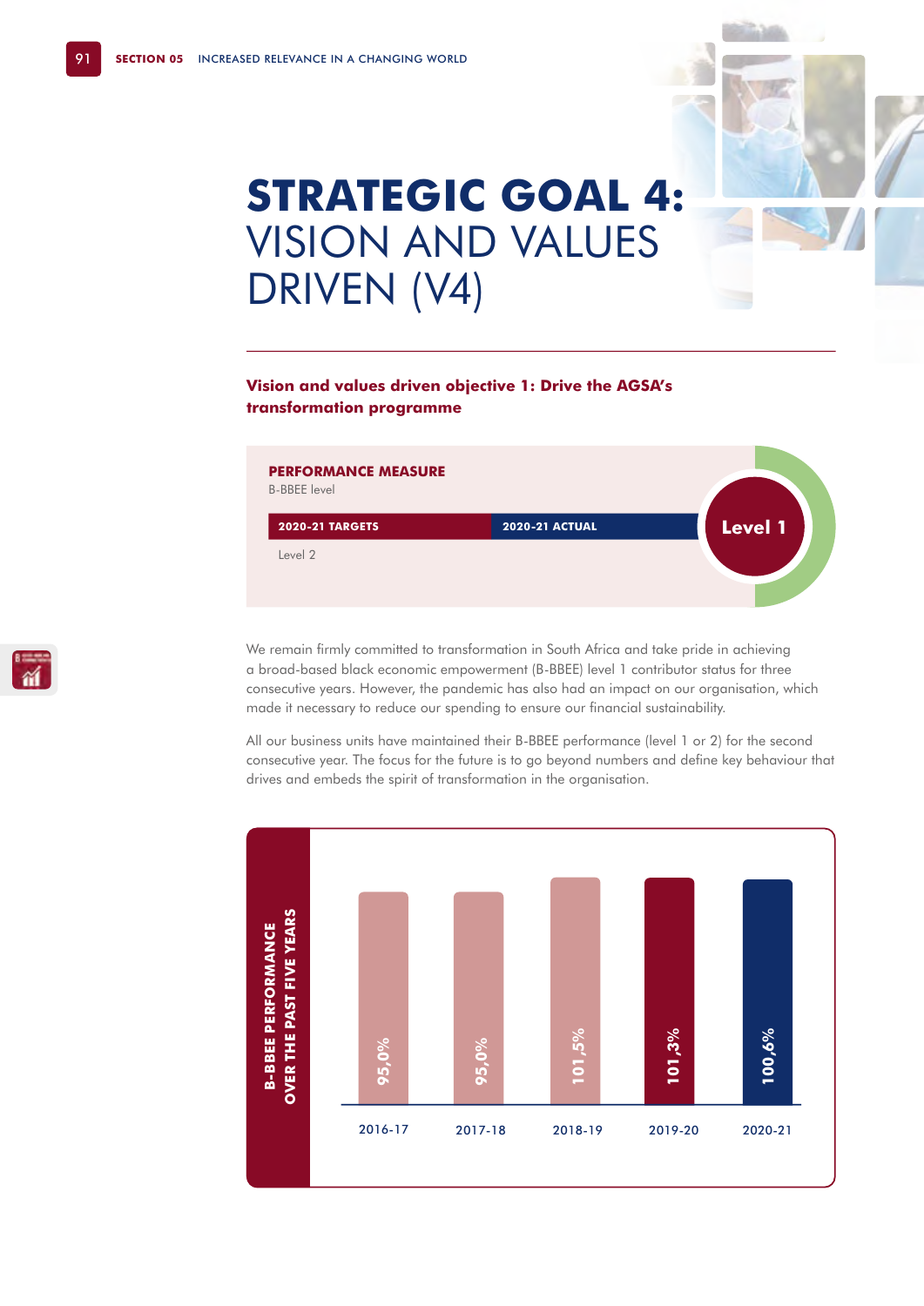# STRATEGIC GOAL 4: VISION AND VALUES DRIVEN (V4)

**Vision and values driven objective 1: Drive the AGSA's transformation programme**

**PERFORMANCE MEASURE**

B-BBEE level

| 2020-21 TARGETS | 2020-21 ACTUAL |
| --- | --- |
| Level 2 | Level 1 |

We remain firmly committed to transformation in South Africa and take pride in achieving a broad-based black economic empowerment (B-BBEE) level 1 contributor status for three consecutive years. However, the pandemic has also had an impact on our organisation, which made it necessary to reduce our spending to ensure our financial sustainability.

All our business units have maintained their B-BBEE performance (level 1 or 2) for the second consecutive year. The focus for the future is to go beyond numbers and define key behaviour that drives and embeds the spirit of transformation in the organisation.

**B-BBEE PERFORMANCE OVER THE PAST FIVE YEARS**

| Year | B-BBEE performance |
| --- | --- |
| 2016-17 | 95,0% |
| 2017-18 | 95,0% |
| 2018-19 | 101,5% |
| 2019-20 | 101,3% |
| 2020-21 | 100,6% |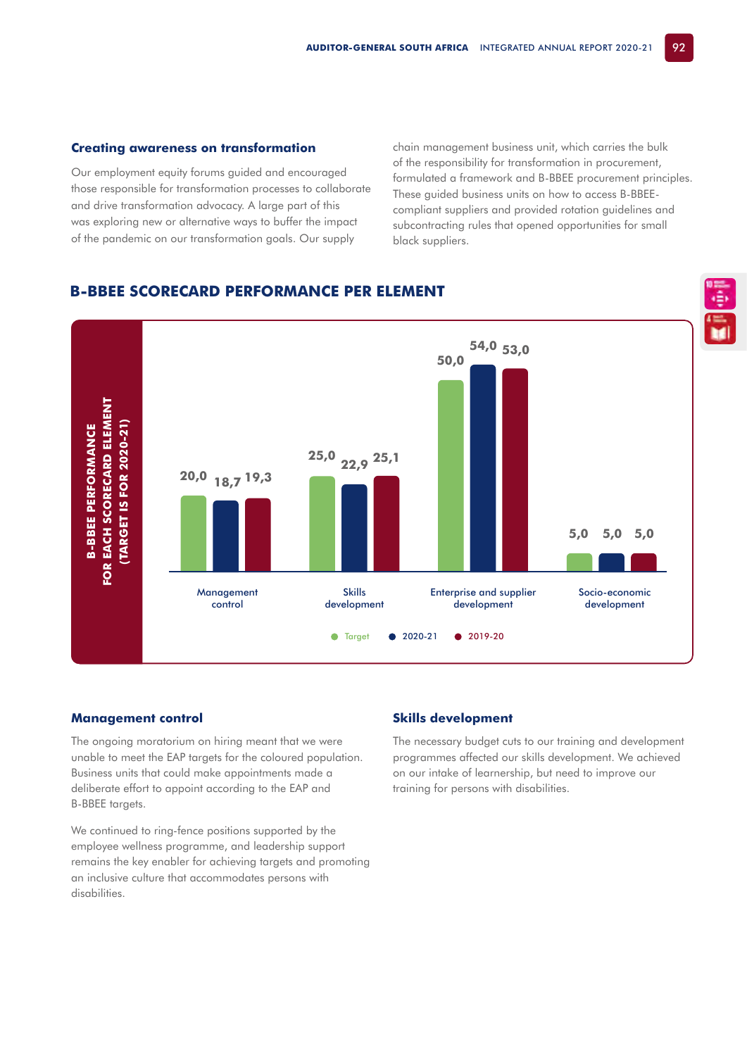### Creating awareness on transformation

Our employment equity forums guided and encouraged those responsible for transformation processes to collaborate and drive transformation advocacy. A large part of this was exploring new or alternative ways to buffer the impact of the pandemic on our transformation goals. Our supply chain management business unit, which carries the bulk of the responsibility for transformation in procurement, formulated a framework and B-BBEE procurement principles. These guided business units on how to access B-BBEE-compliant suppliers and provided rotation guidelines and subcontracting rules that opened opportunities for small black suppliers.

## B-BBEE SCORECARD PERFORMANCE PER ELEMENT

B-BBEE PERFORMANCE FOR EACH SCORECARD ELEMENT (TARGET IS FOR 2020-21)

| Element | Target | 2020-21 | 2019-20 |
|---|---|---|---|
| Management control | 20,0 | 18,7 | 19,3 |
| Skills development | 25,0 | 22,9 | 25,1 |
| Enterprise and supplier development | 50,0 | 54,0 | 53,0 |
| Socio-economic development | 5,0 | 5,0 | 5,0 |

### Management control

The ongoing moratorium on hiring meant that we were unable to meet the EAP targets for the coloured population. Business units that could make appointments made a deliberate effort to appoint according to the EAP and B-BBEE targets.

We continued to ring-fence positions supported by the employee wellness programme, and leadership support remains the key enabler for achieving targets and promoting an inclusive culture that accommodates persons with disabilities.

### Skills development

The necessary budget cuts to our training and development programmes affected our skills development. We achieved on our intake of learnership, but need to improve our training for persons with disabilities.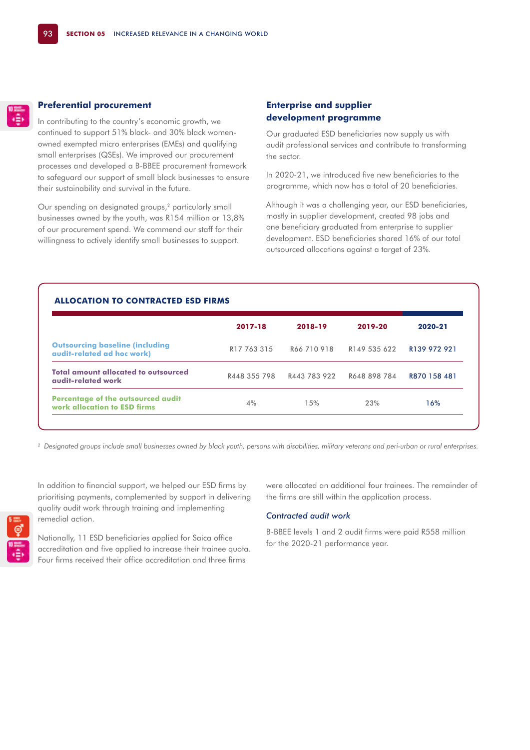## Preferential procurement

In contributing to the country's economic growth, we continued to support 51% black- and 30% black women-owned exempted micro enterprises (EMEs) and qualifying small enterprises (QSEs). We improved our procurement processes and developed a B-BBEE procurement framework to safeguard our support of small black businesses to ensure their sustainability and survival in the future.

Our spending on designated groups,[2] particularly small businesses owned by the youth, was R154 million or 13,8% of our procurement spend. We commend our staff for their willingness to actively identify small businesses to support.

## Enterprise and supplier development programme

Our graduated ESD beneficiaries now supply us with audit professional services and contribute to transforming the sector.

In 2020-21, we introduced five new beneficiaries to the programme, which now has a total of 20 beneficiaries.

Although it was a challenging year, our ESD beneficiaries, mostly in supplier development, created 98 jobs and one beneficiary graduated from enterprise to supplier development. ESD beneficiaries shared 16% of our total outsourced allocations against a target of 23%.

### ALLOCATION TO CONTRACTED ESD FIRMS

| | 2017-18 | 2018-19 | 2019-20 | 2020-21 |
|---|---|---|---|---|
| **Outsourcing baseline (including audit-related ad hoc work)** | R17 763 315 | R66 710 918 | R149 535 622 | R139 972 921 |
| **Total amount allocated to outsourced audit-related work** | R448 355 798 | R443 783 922 | R648 898 784 | R870 158 481 |
| **Percentage of the outsourced audit work allocation to ESD firms** | 4% | 15% | 23% | 16% |

[2] *Designated groups include small businesses owned by black youth, persons with disabilities, military veterans and peri-urban or rural enterprises.*

In addition to financial support, we helped our ESD firms by prioritising payments, complemented by support in delivering quality audit work through training and implementing remedial action.

Nationally, 11 ESD beneficiaries applied for Saica office accreditation and five applied to increase their trainee quota. Four firms received their office accreditation and three firms were allocated an additional four trainees. The remainder of the firms are still within the application process.

### *Contracted audit work*

B-BBEE levels 1 and 2 audit firms were paid R558 million for the 2020-21 performance year.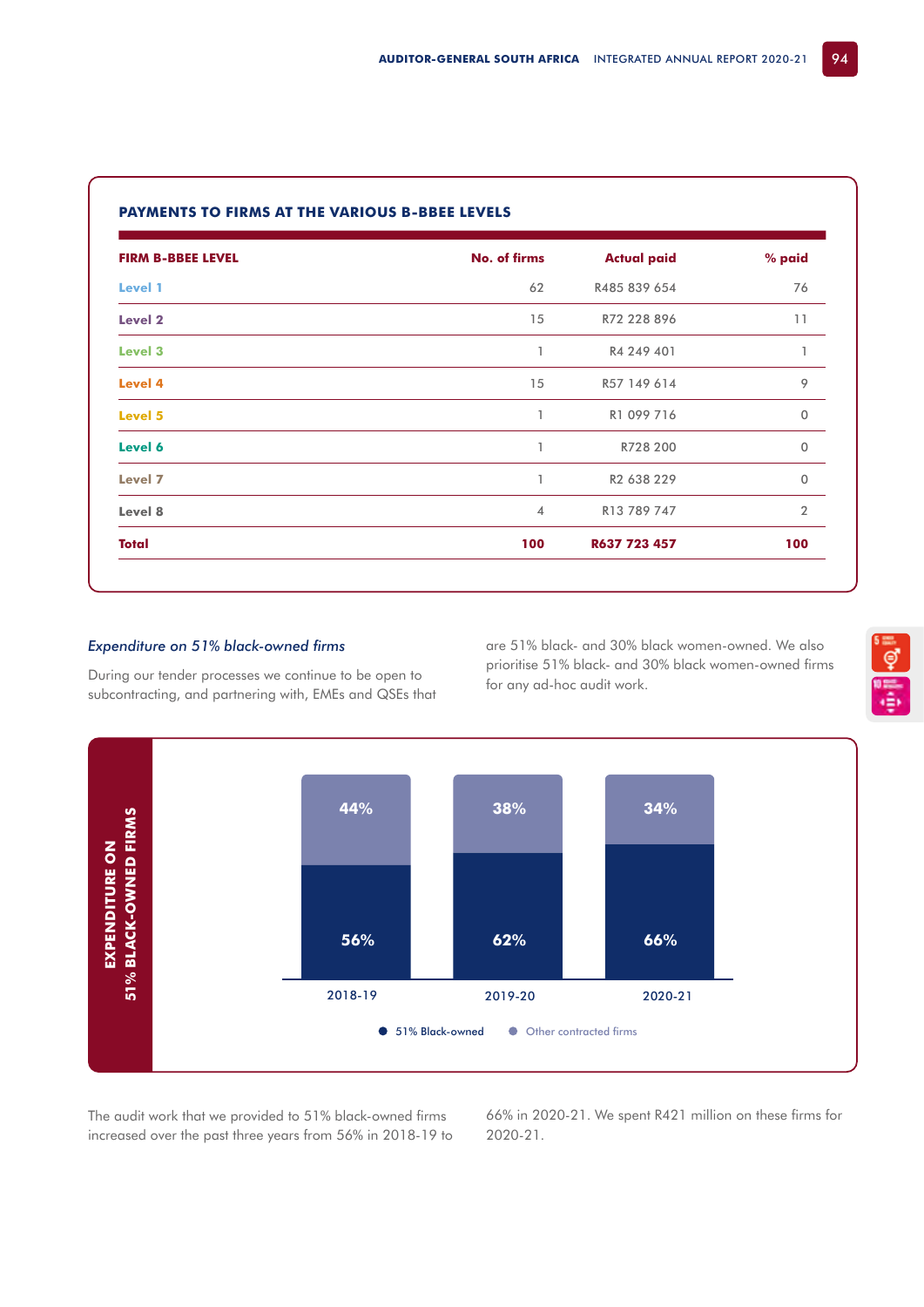## PAYMENTS TO FIRMS AT THE VARIOUS B-BBEE LEVELS

| FIRM B-BBEE LEVEL | No. of firms | Actual paid | % paid |
|---|---|---|---|
| Level 1 | 62 | R485 839 654 | 76 |
| Level 2 | 15 | R72 228 896 | 11 |
| Level 3 | 1 | R4 249 401 | 1 |
| Level 4 | 15 | R57 149 614 | 9 |
| Level 5 | 1 | R1 099 716 | 0 |
| Level 6 | 1 | R728 200 | 0 |
| Level 7 | 1 | R2 638 229 | 0 |
| Level 8 | 4 | R13 789 747 | 2 |
| **Total** | **100** | **R637 723 457** | **100** |

### *Expenditure on 51% black-owned firms*

During our tender processes we continue to be open to subcontracting, and partnering with, EMEs and QSEs that are 51% black- and 30% black women-owned. We also prioritise 51% black- and 30% black women-owned firms for any ad-hoc audit work.

**EXPENDITURE ON 51% BLACK-OWNED FIRMS**

| | 2018-19 | 2019-20 | 2020-21 |
|---|---|---|---|
| 51% Black-owned | 56% | 62% | 66% |
| Other contracted firms | 44% | 38% | 34% |

The audit work that we provided to 51% black-owned firms increased over the past three years from 56% in 2018-19 to 66% in 2020-21. We spent R421 million on these firms for 2020-21.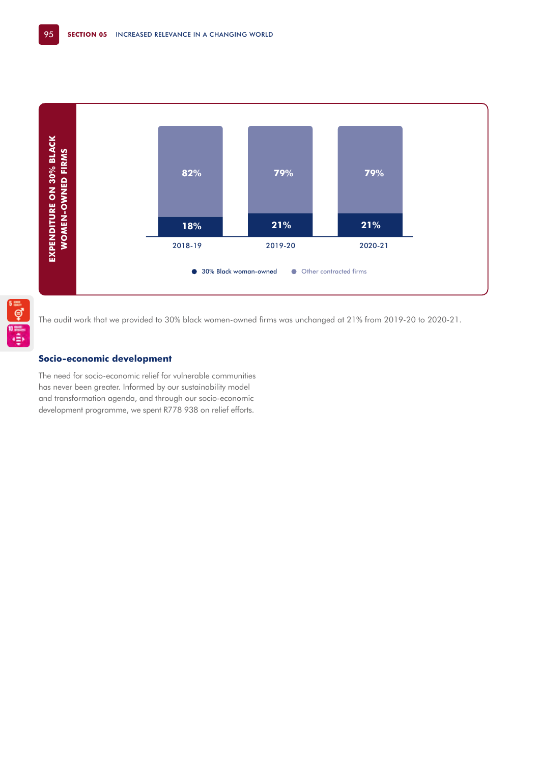EXPENDITURE ON 30% BLACK WOMEN-OWNED FIRMS

82%
18%
2018-19

79%
21%
2019-20

79%
21%
2020-21

30% Black woman-owned
Other contracted firms

The audit work that we provided to 30% black women-owned firms was unchanged at 21% from 2019-20 to 2020-21.

## Socio-economic development

The need for socio-economic relief for vulnerable communities has never been greater. Informed by our sustainability model and transformation agenda, and through our socio-economic development programme, we spent R778 938 on relief efforts.